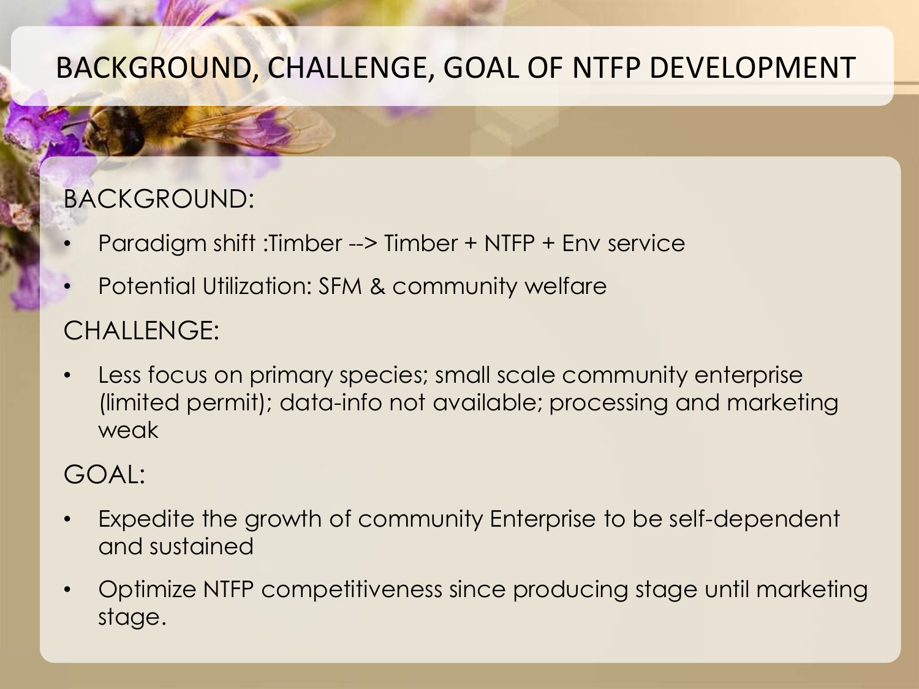# BACKGROUND, CHALLENGE, GOAL OF NTFP DEVELOPMENT

BACKGROUND:

- Paradigm shift :Timber --> Timber + NTFP + Env service
- Potential Utilization: SFM & community welfare

CHALLENGE:

- Less focus on primary species; small scale community enterprise (limited permit); data-info not available; processing and marketing weak

GOAL:

- Expedite the growth of community Enterprise to be self-dependent and sustained
- Optimize NTFP competitiveness since producing stage until marketing stage.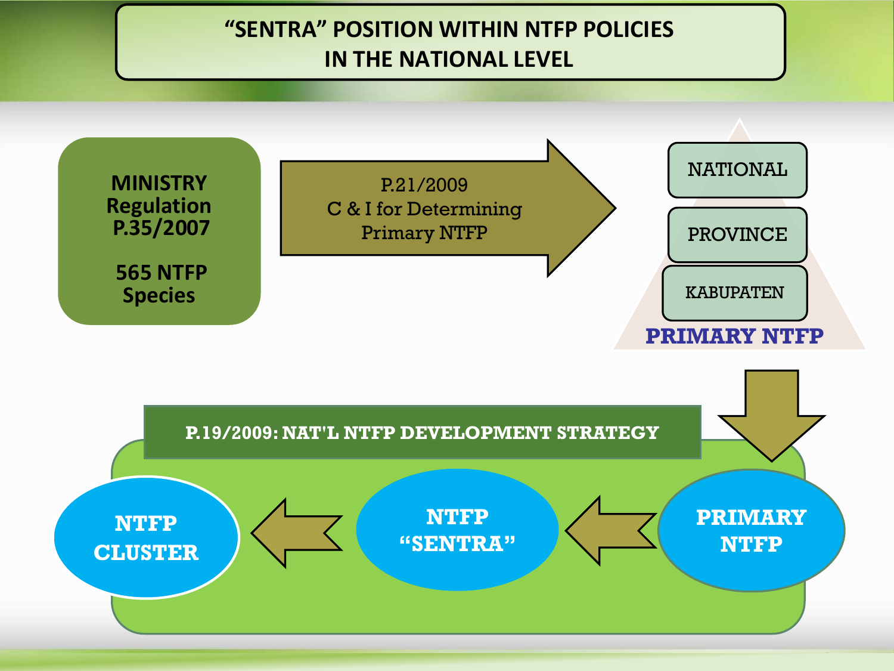# "SENTRA" POSITION WITHIN NTFP POLICIES IN THE NATIONAL LEVEL

**MINISTRY Regulation P.35/2007**

**565 NTFP Species**

P.21/2009
C & I for Determining Primary NTFP

- NATIONAL
- PROVINCE
- KABUPATEN

**PRIMARY NTFP**

**P.19/2009: NAT'L NTFP DEVELOPMENT STRATEGY**

**PRIMARY NTFP** → **NTFP "SENTRA"** → **NTFP CLUSTER**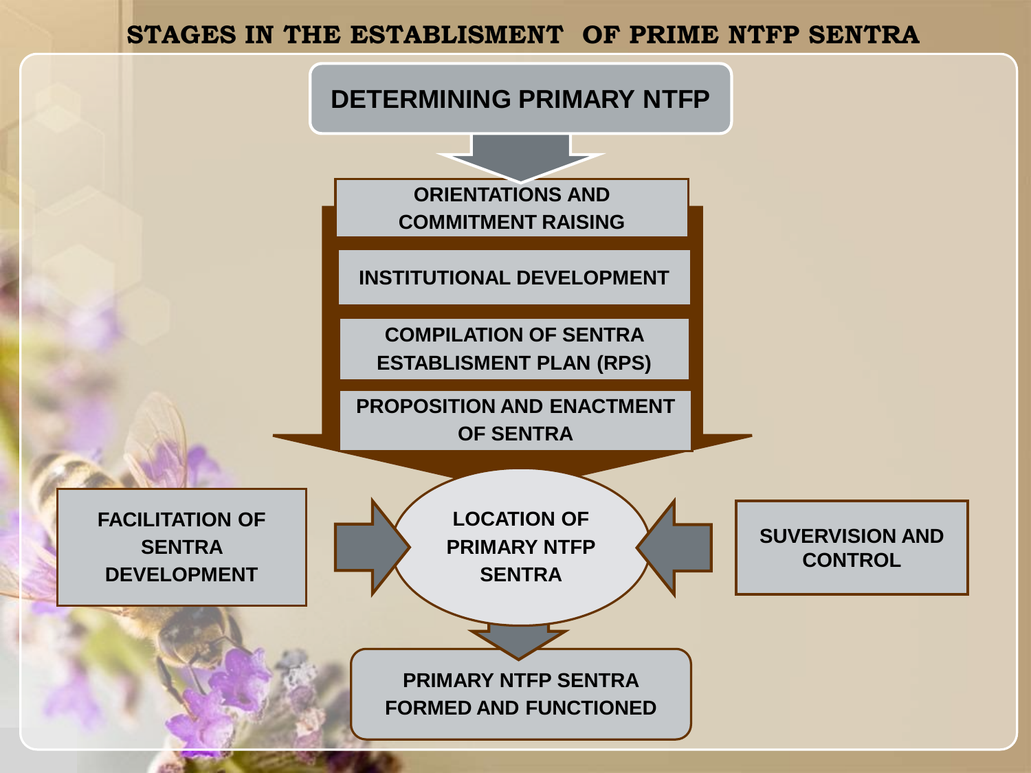# STAGES IN THE ESTABLISMENT OF PRIME NTFP SENTRA

**DETERMINING PRIMARY NTFP**

- ORIENTATIONS AND COMMITMENT RAISING
- INSTITUTIONAL DEVELOPMENT
- COMPILATION OF SENTRA ESTABLISMENT PLAN (RPS)
- PROPOSITION AND ENACTMENT OF SENTRA

**LOCATION OF PRIMARY NTFP SENTRA**

- FACILITATION OF SENTRA DEVELOPMENT
- SUVERVISION AND CONTROL

**PRIMARY NTFP SENTRA FORMED AND FUNCTIONED**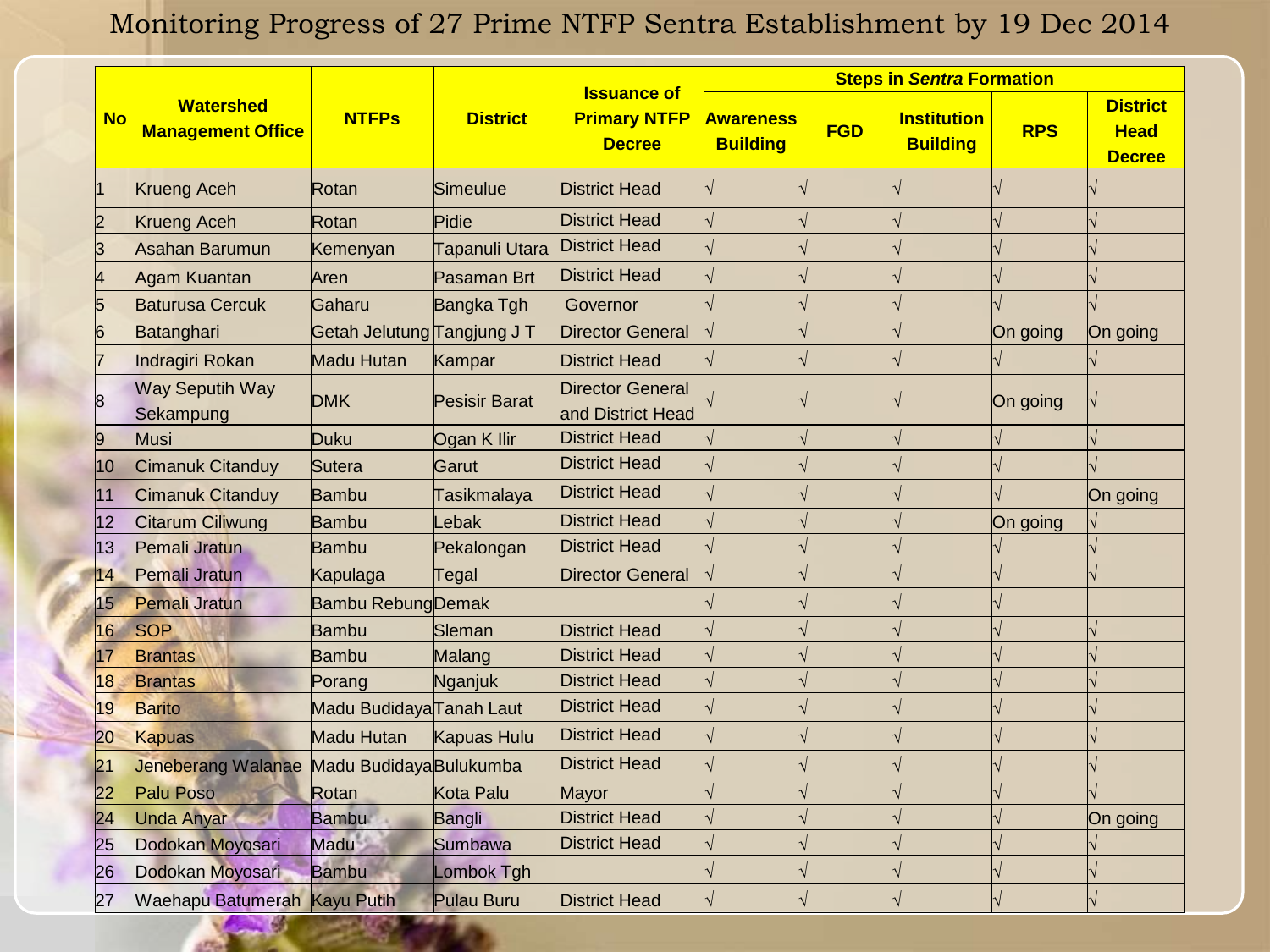# Monitoring Progress of 27 Prime NTFP Sentra Establishment by 19 Dec 2014

| No | Watershed Management Office | NTFPs | District | Issuance of Primary NTFP Decree | Steps in *Sentra* Formation | | | | |
|---|---|---|---|---|---|---|---|---|---|
| | | | | | Awareness Building | FGD | Institution Building | RPS | District Head Decree |
| 1 | Krueng Aceh | Rotan | Simeulue | District Head | √ | √ | √ | √ | √ |
| 2 | Krueng Aceh | Rotan | Pidie | District Head | √ | √ | √ | √ | √ |
| 3 | Asahan Barumun | Kemenyan | Tapanuli Utara | District Head | √ | √ | √ | √ | √ |
| 4 | Agam Kuantan | Aren | Pasaman Brt | District Head | √ | √ | √ | √ | √ |
| 5 | Baturusa Cercuk | Gaharu | Bangka Tgh | Governor | √ | √ | √ | √ | √ |
| 6 | Batanghari | Getah Jelutung | Tangjung J T | Director General | √ | √ | √ | On going | On going |
| 7 | Indragiri Rokan | Madu Hutan | Kampar | District Head | √ | √ | √ | √ | √ |
| 8 | Way Seputih Way Sekampung | DMK | Pesisir Barat | Director General and District Head | √ | √ | √ | On going | √ |
| 9 | Musi | Duku | Ogan K Ilir | District Head | √ | √ | √ | √ | √ |
| 10 | Cimanuk Citanduy | Sutera | Garut | District Head | √ | √ | √ | √ | √ |
| 11 | Cimanuk Citanduy | Bambu | Tasikmalaya | District Head | √ | √ | √ | √ | On going |
| 12 | Citarum Ciliwung | Bambu | Lebak | District Head | √ | √ | √ | On going | √ |
| 13 | Pemali Jratun | Bambu | Pekalongan | District Head | √ | √ | √ | √ | √ |
| 14 | Pemali Jratun | Kapulaga | Tegal | Director General | √ | √ | √ | √ | √ |
| 15 | Pemali Jratun | Bambu Rebung | Demak | | √ | √ | √ | √ | |
| 16 | SOP | Bambu | Sleman | District Head | √ | √ | √ | √ | √ |
| 17 | Brantas | Bambu | Malang | District Head | √ | √ | √ | √ | √ |
| 18 | Brantas | Porang | Nganjuk | District Head | √ | √ | √ | √ | √ |
| 19 | Barito | Madu Budidaya | Tanah Laut | District Head | √ | √ | √ | √ | √ |
| 20 | Kapuas | Madu Hutan | Kapuas Hulu | District Head | √ | √ | √ | √ | √ |
| 21 | Jeneberang Walanae | Madu Budidaya | Bulukumba | District Head | √ | √ | √ | √ | √ |
| 22 | Palu Poso | Rotan | Kota Palu | Mayor | √ | √ | √ | √ | √ |
| 24 | Unda Anyar | Bambu | Bangli | District Head | √ | √ | √ | √ | On going |
| 25 | Dodokan Moyosari | Madu | Sumbawa | District Head | √ | √ | √ | √ | √ |
| 26 | Dodokan Moyosari | Bambu | Lombok Tgh | | √ | √ | √ | √ | √ |
| 27 | Waehapu Batumerah | Kayu Putih | Pulau Buru | District Head | √ | √ | √ | √ | √ |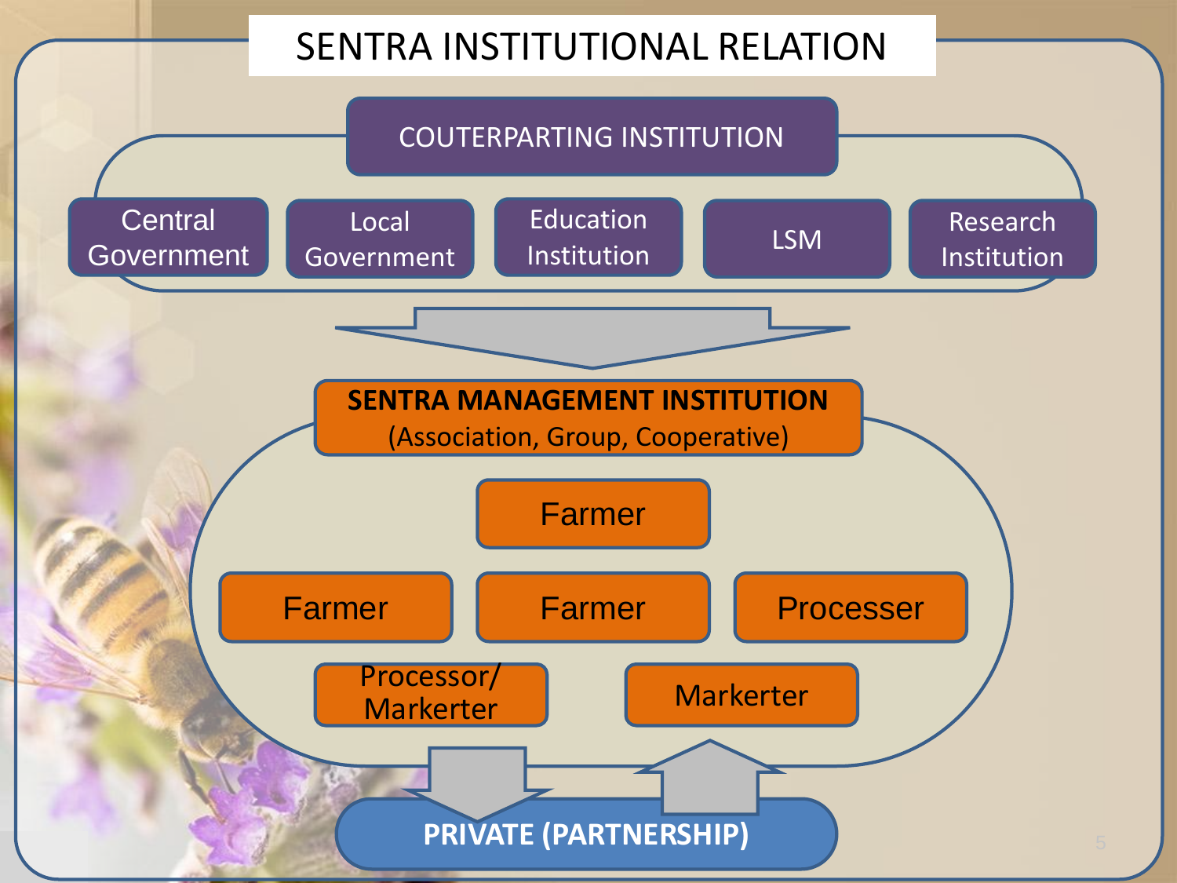# SENTRA INSTITUTIONAL RELATION

COUTERPARTING INSTITUTION

Central Government

Local Government

Education Institution

LSM

Research Institution

**SENTRA MANAGEMENT INSTITUTION**
(Association, Group, Cooperative)

Farmer

Farmer

Farmer

Processer

Processor/ Markerter

Markerter

**PRIVATE (PARTNERSHIP)**